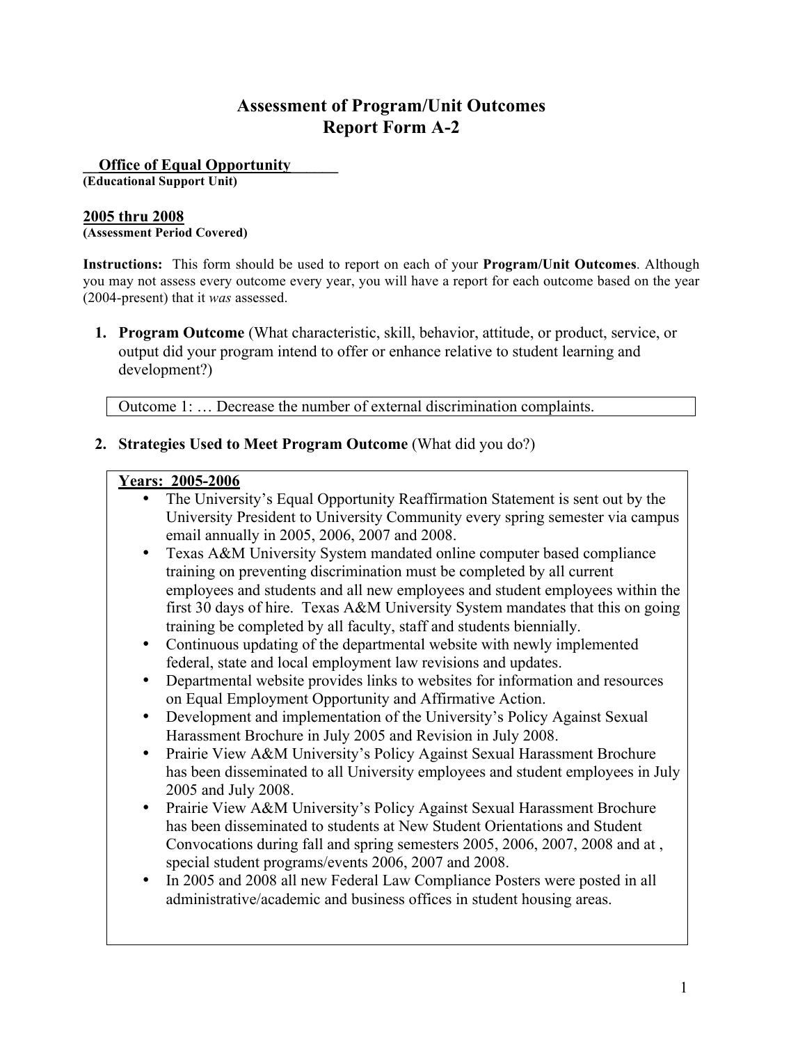# Assessment of Program/Unit Outcomes
# Report Form A-2

**Office of Equal Opportunity**
**(Educational Support Unit)**

**2005 thru 2008**
**(Assessment Period Covered)**

**Instructions:** This form should be used to report on each of your **Program/Unit Outcomes**. Although you may not assess every outcome every year, you will have a report for each outcome based on the year (2004-present) that it *was* assessed.

1. **Program Outcome** (What characteristic, skill, behavior, attitude, or product, service, or output did your program intend to offer or enhance relative to student learning and development?)

   Outcome 1: … Decrease the number of external discrimination complaints.

2. **Strategies Used to Meet Program Outcome** (What did you do?)

   **Years: 2005-2006**

   - The University's Equal Opportunity Reaffirmation Statement is sent out by the University President to University Community every spring semester via campus email annually in 2005, 2006, 2007 and 2008.
   - Texas A&M University System mandated online computer based compliance training on preventing discrimination must be completed by all current employees and students and all new employees and student employees within the first 30 days of hire. Texas A&M University System mandates that this on going training be completed by all faculty, staff and students biennially.
   - Continuous updating of the departmental website with newly implemented federal, state and local employment law revisions and updates.
   - Departmental website provides links to websites for information and resources on Equal Employment Opportunity and Affirmative Action.
   - Development and implementation of the University's Policy Against Sexual Harassment Brochure in July 2005 and Revision in July 2008.
   - Prairie View A&M University's Policy Against Sexual Harassment Brochure has been disseminated to all University employees and student employees in July 2005 and July 2008.
   - Prairie View A&M University's Policy Against Sexual Harassment Brochure has been disseminated to students at New Student Orientations and Student Convocations during fall and spring semesters 2005, 2006, 2007, 2008 and at , special student programs/events 2006, 2007 and 2008.
   - In 2005 and 2008 all new Federal Law Compliance Posters were posted in all administrative/academic and business offices in student housing areas.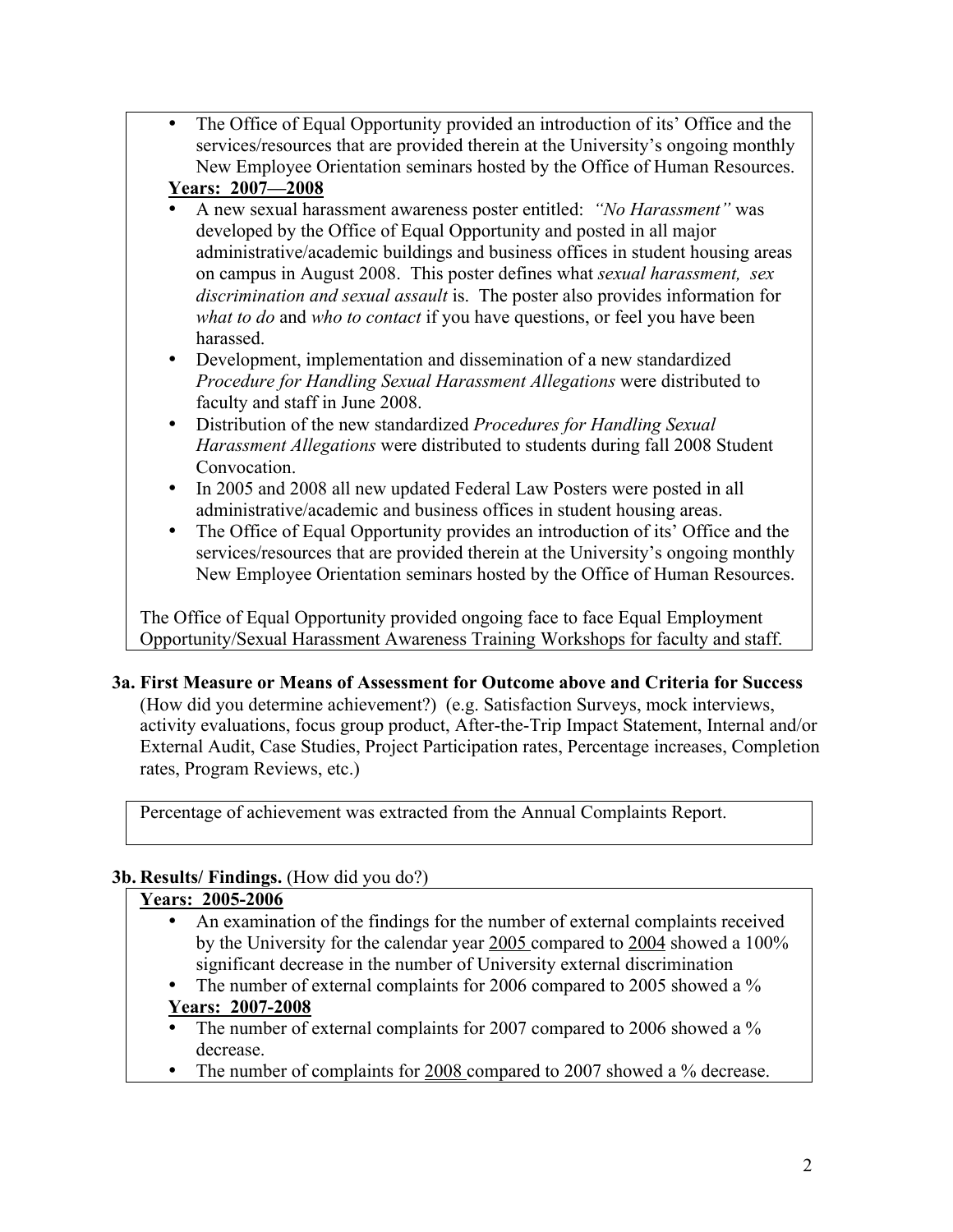- The Office of Equal Opportunity provided an introduction of its' Office and the services/resources that are provided therein at the University's ongoing monthly New Employee Orientation seminars hosted by the Office of Human Resources.

**Years: 2007—2008**

- A new sexual harassment awareness poster entitled: *"No Harassment"* was developed by the Office of Equal Opportunity and posted in all major administrative/academic buildings and business offices in student housing areas on campus in August 2008. This poster defines what *sexual harassment, sex discrimination and sexual assault* is. The poster also provides information for *what to do* and *who to contact* if you have questions, or feel you have been harassed.
- Development, implementation and dissemination of a new standardized *Procedure for Handling Sexual Harassment Allegations* were distributed to faculty and staff in June 2008.
- Distribution of the new standardized *Procedures for Handling Sexual Harassment Allegations* were distributed to students during fall 2008 Student Convocation.
- In 2005 and 2008 all new updated Federal Law Posters were posted in all administrative/academic and business offices in student housing areas.
- The Office of Equal Opportunity provides an introduction of its' Office and the services/resources that are provided therein at the University's ongoing monthly New Employee Orientation seminars hosted by the Office of Human Resources.

The Office of Equal Opportunity provided ongoing face to face Equal Employment Opportunity/Sexual Harassment Awareness Training Workshops for faculty and staff.

**3a. First Measure or Means of Assessment for Outcome above and Criteria for Success** (How did you determine achievement?) (e.g. Satisfaction Surveys, mock interviews, activity evaluations, focus group product, After-the-Trip Impact Statement, Internal and/or External Audit, Case Studies, Project Participation rates, Percentage increases, Completion rates, Program Reviews, etc.)

Percentage of achievement was extracted from the Annual Complaints Report.

**3b. Results/ Findings.** (How did you do?)

**Years: 2005-2006**

- An examination of the findings for the number of external complaints received by the University for the calendar year 2005 compared to 2004 showed a 100% significant decrease in the number of University external discrimination
- The number of external complaints for 2006 compared to 2005 showed a %

**Years: 2007-2008**

- The number of external complaints for 2007 compared to 2006 showed a % decrease.
- The number of complaints for 2008 compared to 2007 showed a % decrease.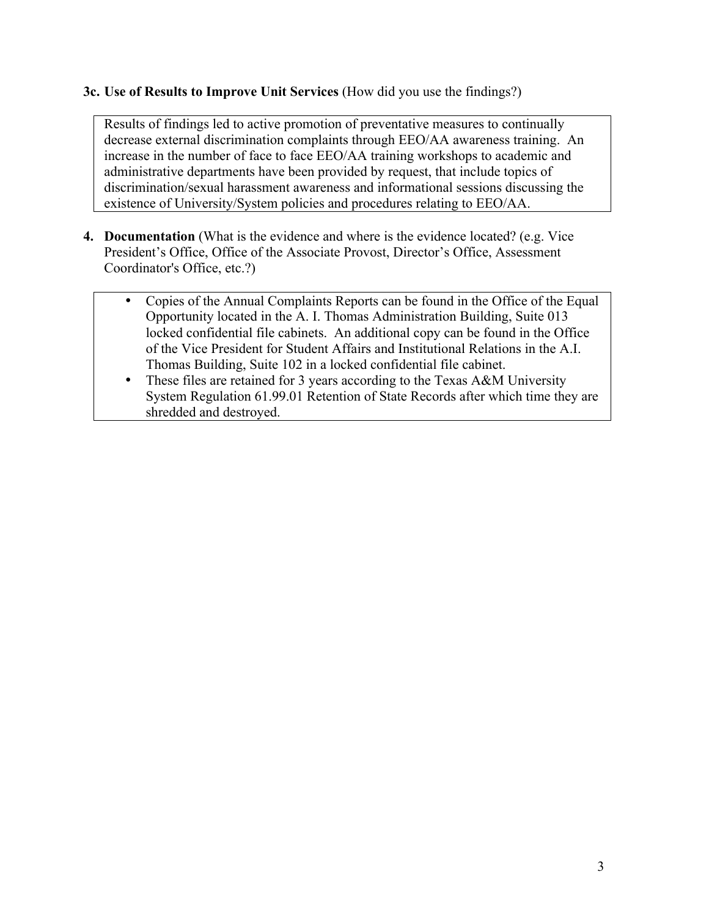**3c. Use of Results to Improve Unit Services** (How did you use the findings?)

Results of findings led to active promotion of preventative measures to continually decrease external discrimination complaints through EEO/AA awareness training. An increase in the number of face to face EEO/AA training workshops to academic and administrative departments have been provided by request, that include topics of discrimination/sexual harassment awareness and informational sessions discussing the existence of University/System policies and procedures relating to EEO/AA.

**4. Documentation** (What is the evidence and where is the evidence located? (e.g. Vice President's Office, Office of the Associate Provost, Director's Office, Assessment Coordinator's Office, etc.?)

- Copies of the Annual Complaints Reports can be found in the Office of the Equal Opportunity located in the A. I. Thomas Administration Building, Suite 013 locked confidential file cabinets. An additional copy can be found in the Office of the Vice President for Student Affairs and Institutional Relations in the A.I. Thomas Building, Suite 102 in a locked confidential file cabinet.
- These files are retained for 3 years according to the Texas A&M University System Regulation 61.99.01 Retention of State Records after which time they are shredded and destroyed.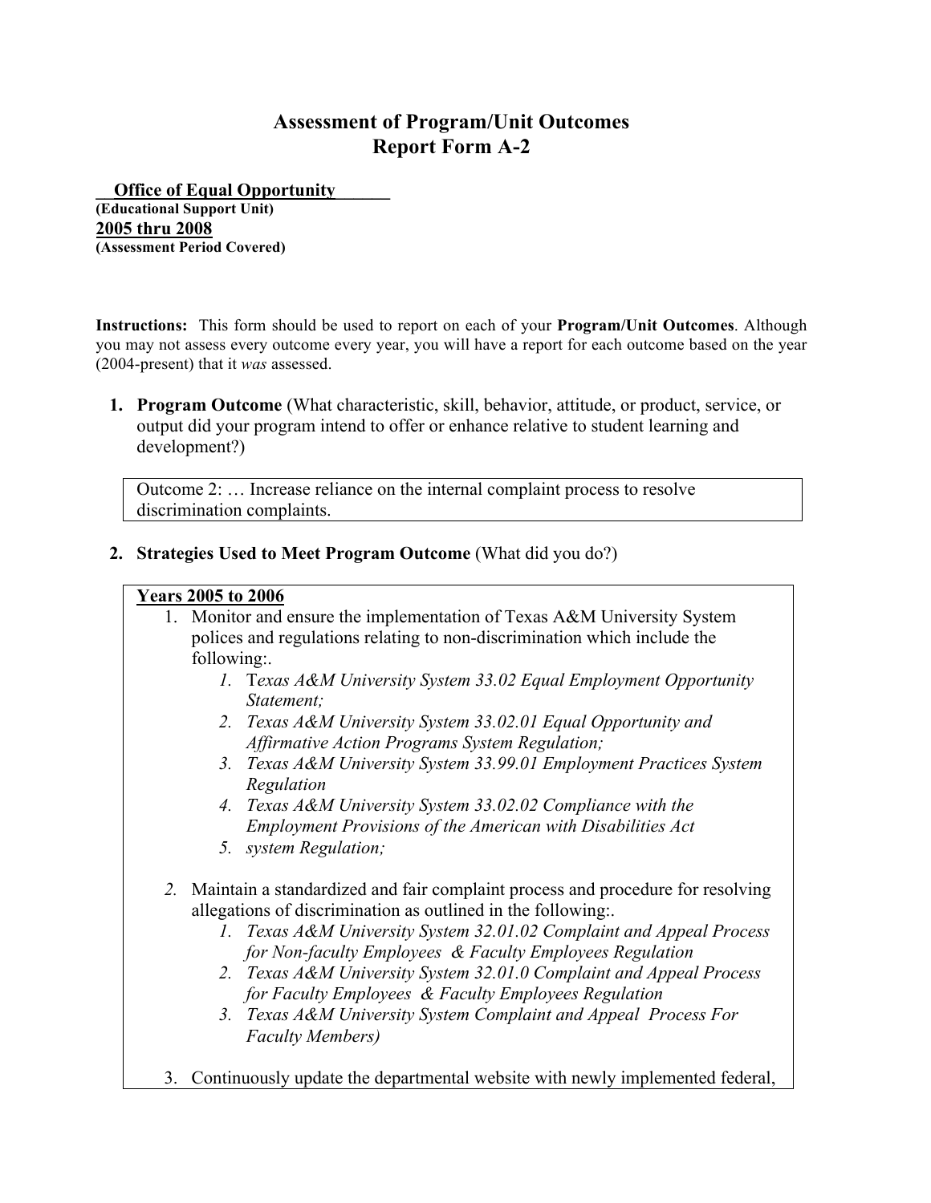# Assessment of Program/Unit Outcomes
# Report Form A-2

**Office of Equal Opportunity**
**(Educational Support Unit)**
**2005 thru 2008**
**(Assessment Period Covered)**

**Instructions:** This form should be used to report on each of your **Program/Unit Outcomes**. Although you may not assess every outcome every year, you will have a report for each outcome based on the year (2004-present) that it *was* assessed.

1. **Program Outcome** (What characteristic, skill, behavior, attitude, or product, service, or output did your program intend to offer or enhance relative to student learning and development?)

   Outcome 2: … Increase reliance on the internal complaint process to resolve discrimination complaints.

2. **Strategies Used to Meet Program Outcome** (What did you do?)

   **Years 2005 to 2006**

   1. Monitor and ensure the implementation of Texas A&M University System polices and regulations relating to non-discrimination which include the following:.
      1. *Texas A&M University System 33.02 Equal Employment Opportunity Statement;*
      2. *Texas A&M University System 33.02.01 Equal Opportunity and Affirmative Action Programs System Regulation;*
      3. *Texas A&M University System 33.99.01 Employment Practices System Regulation*
      4. *Texas A&M University System 33.02.02 Compliance with the Employment Provisions of the American with Disabilities Act*
      5. *system Regulation;*

   2. Maintain a standardized and fair complaint process and procedure for resolving allegations of discrimination as outlined in the following:.
      1. *Texas A&M University System 32.01.02 Complaint and Appeal Process for Non-faculty Employees & Faculty Employees Regulation*
      2. *Texas A&M University System 32.01.0 Complaint and Appeal Process for Faculty Employees & Faculty Employees Regulation*
      3. *Texas A&M University System Complaint and Appeal Process For Faculty Members)*

   3. Continuously update the departmental website with newly implemented federal,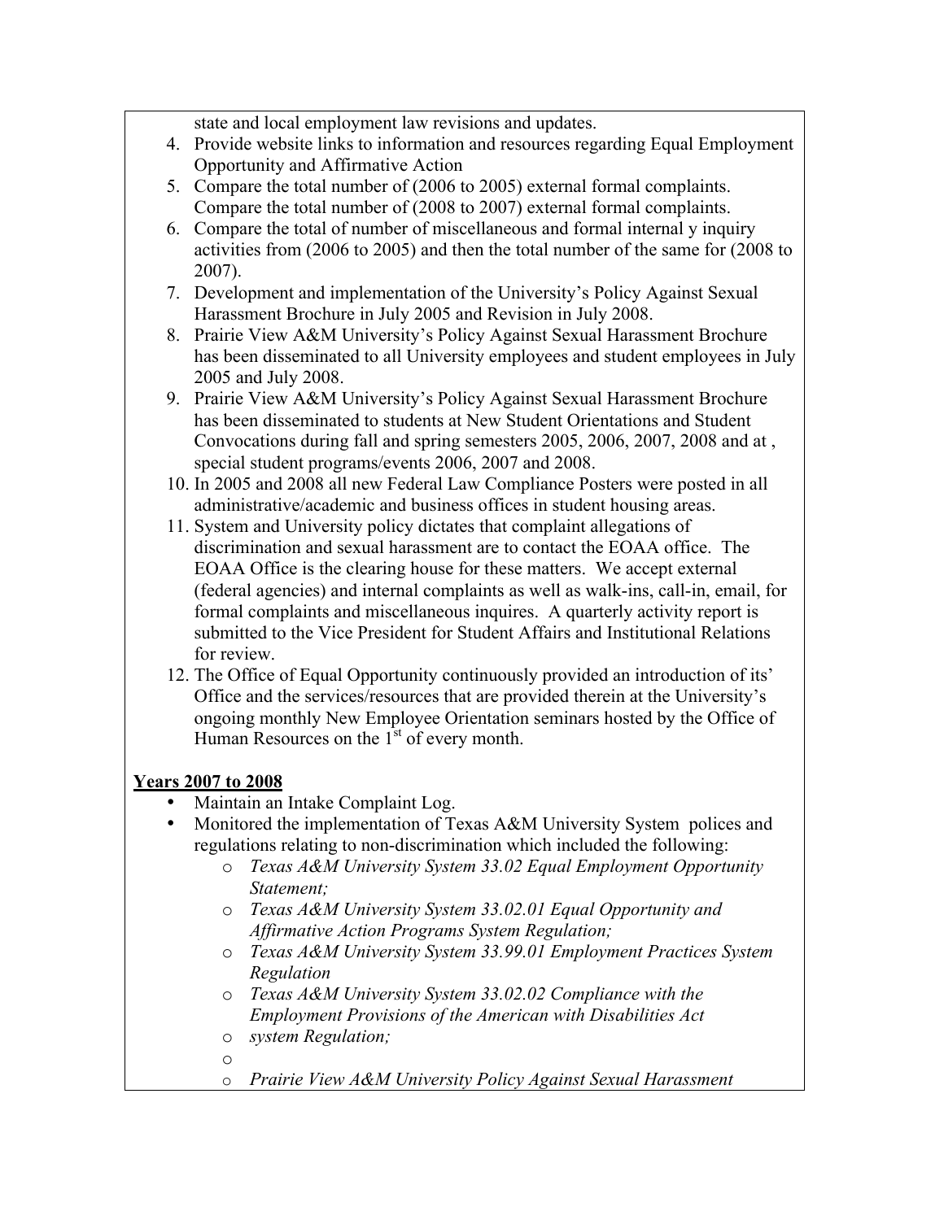state and local employment law revisions and updates.

4. Provide website links to information and resources regarding Equal Employment Opportunity and Affirmative Action
5. Compare the total number of (2006 to 2005) external formal complaints. Compare the total number of (2008 to 2007) external formal complaints.
6. Compare the total of number of miscellaneous and formal internal y inquiry activities from (2006 to 2005) and then the total number of the same for (2008 to 2007).
7. Development and implementation of the University's Policy Against Sexual Harassment Brochure in July 2005 and Revision in July 2008.
8. Prairie View A&M University's Policy Against Sexual Harassment Brochure has been disseminated to all University employees and student employees in July 2005 and July 2008.
9. Prairie View A&M University's Policy Against Sexual Harassment Brochure has been disseminated to students at New Student Orientations and Student Convocations during fall and spring semesters 2005, 2006, 2007, 2008 and at , special student programs/events 2006, 2007 and 2008.
10. In 2005 and 2008 all new Federal Law Compliance Posters were posted in all administrative/academic and business offices in student housing areas.
11. System and University policy dictates that complaint allegations of discrimination and sexual harassment are to contact the EOAA office. The EOAA Office is the clearing house for these matters. We accept external (federal agencies) and internal complaints as well as walk-ins, call-in, email, for formal complaints and miscellaneous inquires. A quarterly activity report is submitted to the Vice President for Student Affairs and Institutional Relations for review.
12. The Office of Equal Opportunity continuously provided an introduction of its' Office and the services/resources that are provided therein at the University's ongoing monthly New Employee Orientation seminars hosted by the Office of Human Resources on the 1st of every month.

**Years 2007 to 2008**

- Maintain an Intake Complaint Log.
- Monitored the implementation of Texas A&M University System polices and regulations relating to non-discrimination which included the following:
  - *Texas A&M University System 33.02 Equal Employment Opportunity Statement;*
  - *Texas A&M University System 33.02.01 Equal Opportunity and Affirmative Action Programs System Regulation;*
  - *Texas A&M University System 33.99.01 Employment Practices System Regulation*
  - *Texas A&M University System 33.02.02 Compliance with the Employment Provisions of the American with Disabilities Act*
  - *system Regulation;*
  - 
  - *Prairie View A&M University Policy Against Sexual Harassment*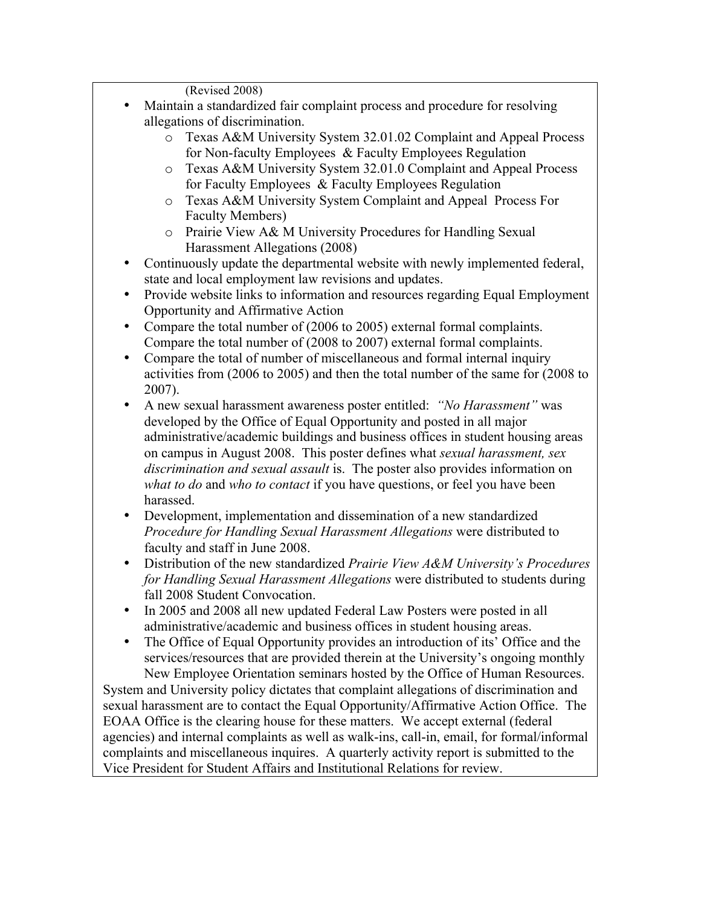(Revised 2008)

- Maintain a standardized fair complaint process and procedure for resolving allegations of discrimination.
    - Texas A&M University System 32.01.02 Complaint and Appeal Process for Non-faculty Employees & Faculty Employees Regulation
    - Texas A&M University System 32.01.0 Complaint and Appeal Process for Faculty Employees & Faculty Employees Regulation
    - Texas A&M University System Complaint and Appeal Process For Faculty Members)
    - Prairie View A& M University Procedures for Handling Sexual Harassment Allegations (2008)
- Continuously update the departmental website with newly implemented federal, state and local employment law revisions and updates.
- Provide website links to information and resources regarding Equal Employment Opportunity and Affirmative Action
- Compare the total number of (2006 to 2005) external formal complaints. Compare the total number of (2008 to 2007) external formal complaints.
- Compare the total of number of miscellaneous and formal internal inquiry activities from (2006 to 2005) and then the total number of the same for (2008 to 2007).
- A new sexual harassment awareness poster entitled: *"No Harassment"* was developed by the Office of Equal Opportunity and posted in all major administrative/academic buildings and business offices in student housing areas on campus in August 2008. This poster defines what *sexual harassment, sex discrimination and sexual assault* is. The poster also provides information on *what to do* and *who to contact* if you have questions, or feel you have been harassed.
- Development, implementation and dissemination of a new standardized *Procedure for Handling Sexual Harassment Allegations* were distributed to faculty and staff in June 2008.
- Distribution of the new standardized *Prairie View A&M University's Procedures for Handling Sexual Harassment Allegations* were distributed to students during fall 2008 Student Convocation.
- In 2005 and 2008 all new updated Federal Law Posters were posted in all administrative/academic and business offices in student housing areas.
- The Office of Equal Opportunity provides an introduction of its' Office and the services/resources that are provided therein at the University's ongoing monthly New Employee Orientation seminars hosted by the Office of Human Resources.

System and University policy dictates that complaint allegations of discrimination and sexual harassment are to contact the Equal Opportunity/Affirmative Action Office. The EOAA Office is the clearing house for these matters. We accept external (federal agencies) and internal complaints as well as walk-ins, call-in, email, for formal/informal complaints and miscellaneous inquires. A quarterly activity report is submitted to the Vice President for Student Affairs and Institutional Relations for review.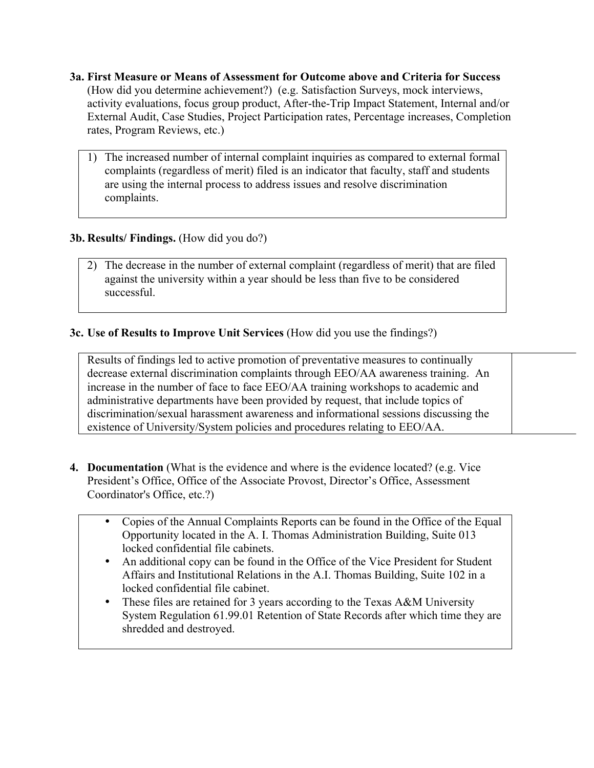**3a. First Measure or Means of Assessment for Outcome above and Criteria for Success** (How did you determine achievement?) (e.g. Satisfaction Surveys, mock interviews, activity evaluations, focus group product, After-the-Trip Impact Statement, Internal and/or External Audit, Case Studies, Project Participation rates, Percentage increases, Completion rates, Program Reviews, etc.)

1) The increased number of internal complaint inquiries as compared to external formal complaints (regardless of merit) filed is an indicator that faculty, staff and students are using the internal process to address issues and resolve discrimination complaints.

**3b. Results/ Findings.** (How did you do?)

2) The decrease in the number of external complaint (regardless of merit) that are filed against the university within a year should be less than five to be considered successful.

**3c. Use of Results to Improve Unit Services** (How did you use the findings?)

Results of findings led to active promotion of preventative measures to continually decrease external discrimination complaints through EEO/AA awareness training. An increase in the number of face to face EEO/AA training workshops to academic and administrative departments have been provided by request, that include topics of discrimination/sexual harassment awareness and informational sessions discussing the existence of University/System policies and procedures relating to EEO/AA.

**4. Documentation** (What is the evidence and where is the evidence located? (e.g. Vice President's Office, Office of the Associate Provost, Director's Office, Assessment Coordinator's Office, etc.?)

- Copies of the Annual Complaints Reports can be found in the Office of the Equal Opportunity located in the A. I. Thomas Administration Building, Suite 013 locked confidential file cabinets.
- An additional copy can be found in the Office of the Vice President for Student Affairs and Institutional Relations in the A.I. Thomas Building, Suite 102 in a locked confidential file cabinet.
- These files are retained for 3 years according to the Texas A&M University System Regulation 61.99.01 Retention of State Records after which time they are shredded and destroyed.